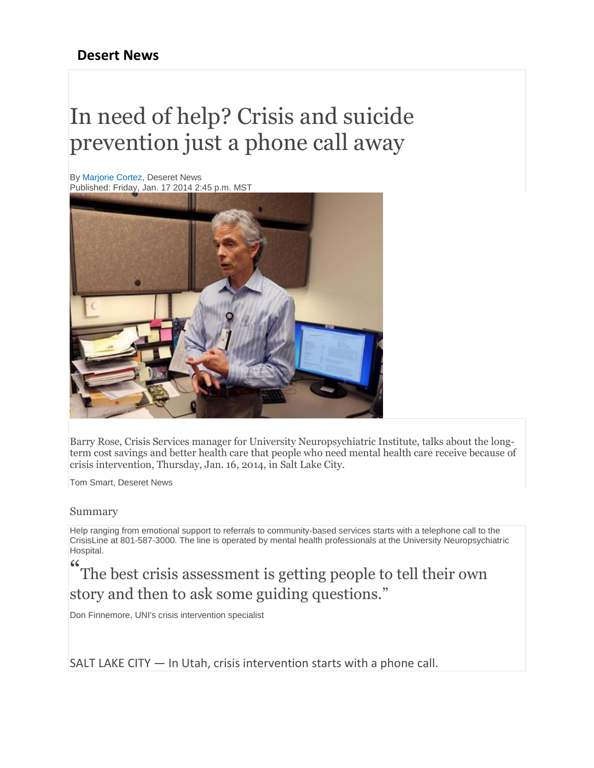**Desert News**

# In need of help? Crisis and suicide prevention just a phone call away

By Marjorie Cortez, Deseret News
Published: Friday, Jan. 17 2014 2:45 p.m. MST

Barry Rose, Crisis Services manager for University Neuropsychiatric Institute, talks about the long-term cost savings and better health care that people who need mental health care receive because of crisis intervention, Thursday, Jan. 16, 2014, in Salt Lake City.

Tom Smart, Deseret News

Summary

Help ranging from emotional support to referrals to community-based services starts with a telephone call to the CrisisLine at 801-587-3000. The line is operated by mental health professionals at the University Neuropsychiatric Hospital.

> "The best crisis assessment is getting people to tell their own story and then to ask some guiding questions."

Don Finnemore, UNI's crisis intervention specialist

SALT LAKE CITY — In Utah, crisis intervention starts with a phone call.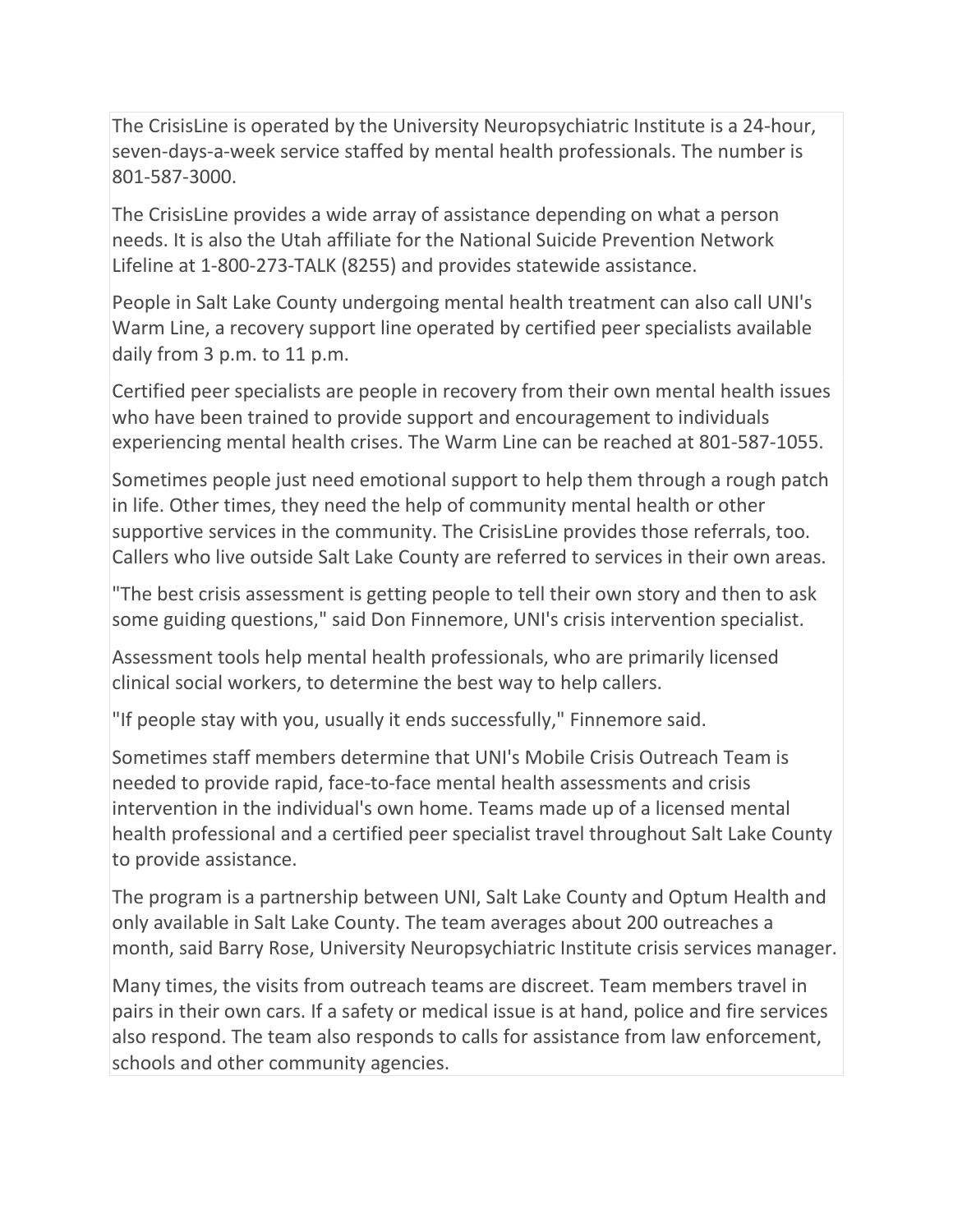The CrisisLine is operated by the University Neuropsychiatric Institute is a 24-hour, seven-days-a-week service staffed by mental health professionals. The number is 801-587-3000.

The CrisisLine provides a wide array of assistance depending on what a person needs. It is also the Utah affiliate for the National Suicide Prevention Network Lifeline at 1-800-273-TALK (8255) and provides statewide assistance.

People in Salt Lake County undergoing mental health treatment can also call UNI's Warm Line, a recovery support line operated by certified peer specialists available daily from 3 p.m. to 11 p.m.

Certified peer specialists are people in recovery from their own mental health issues who have been trained to provide support and encouragement to individuals experiencing mental health crises. The Warm Line can be reached at 801-587-1055.

Sometimes people just need emotional support to help them through a rough patch in life. Other times, they need the help of community mental health or other supportive services in the community. The CrisisLine provides those referrals, too. Callers who live outside Salt Lake County are referred to services in their own areas.

"The best crisis assessment is getting people to tell their own story and then to ask some guiding questions," said Don Finnemore, UNI's crisis intervention specialist.

Assessment tools help mental health professionals, who are primarily licensed clinical social workers, to determine the best way to help callers.

"If people stay with you, usually it ends successfully," Finnemore said.

Sometimes staff members determine that UNI's Mobile Crisis Outreach Team is needed to provide rapid, face-to-face mental health assessments and crisis intervention in the individual's own home. Teams made up of a licensed mental health professional and a certified peer specialist travel throughout Salt Lake County to provide assistance.

The program is a partnership between UNI, Salt Lake County and Optum Health and only available in Salt Lake County. The team averages about 200 outreaches a month, said Barry Rose, University Neuropsychiatric Institute crisis services manager.

Many times, the visits from outreach teams are discreet. Team members travel in pairs in their own cars. If a safety or medical issue is at hand, police and fire services also respond. The team also responds to calls for assistance from law enforcement, schools and other community agencies.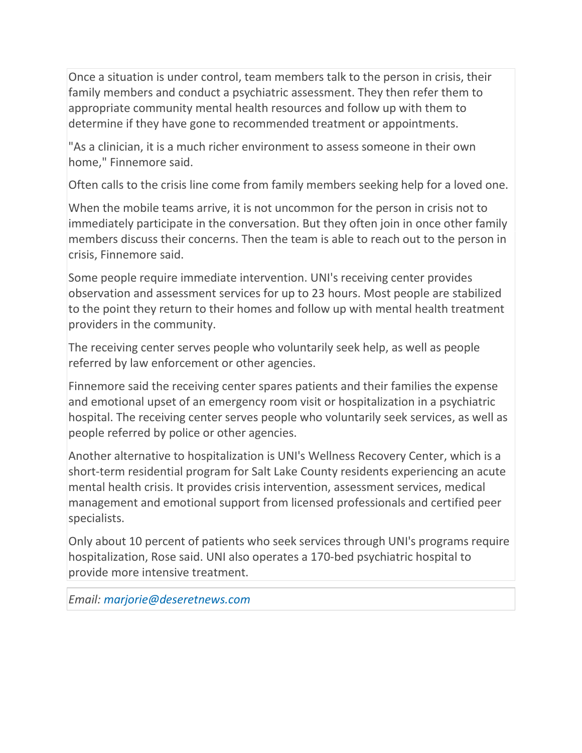Once a situation is under control, team members talk to the person in crisis, their family members and conduct a psychiatric assessment. They then refer them to appropriate community mental health resources and follow up with them to determine if they have gone to recommended treatment or appointments.

"As a clinician, it is a much richer environment to assess someone in their own home," Finnemore said.

Often calls to the crisis line come from family members seeking help for a loved one.

When the mobile teams arrive, it is not uncommon for the person in crisis not to immediately participate in the conversation. But they often join in once other family members discuss their concerns. Then the team is able to reach out to the person in crisis, Finnemore said.

Some people require immediate intervention. UNI's receiving center provides observation and assessment services for up to 23 hours. Most people are stabilized to the point they return to their homes and follow up with mental health treatment providers in the community.

The receiving center serves people who voluntarily seek help, as well as people referred by law enforcement or other agencies.

Finnemore said the receiving center spares patients and their families the expense and emotional upset of an emergency room visit or hospitalization in a psychiatric hospital. The receiving center serves people who voluntarily seek services, as well as people referred by police or other agencies.

Another alternative to hospitalization is UNI's Wellness Recovery Center, which is a short-term residential program for Salt Lake County residents experiencing an acute mental health crisis. It provides crisis intervention, assessment services, medical management and emotional support from licensed professionals and certified peer specialists.

Only about 10 percent of patients who seek services through UNI's programs require hospitalization, Rose said. UNI also operates a 170-bed psychiatric hospital to provide more intensive treatment.

*Email: marjorie@deseretnews.com*